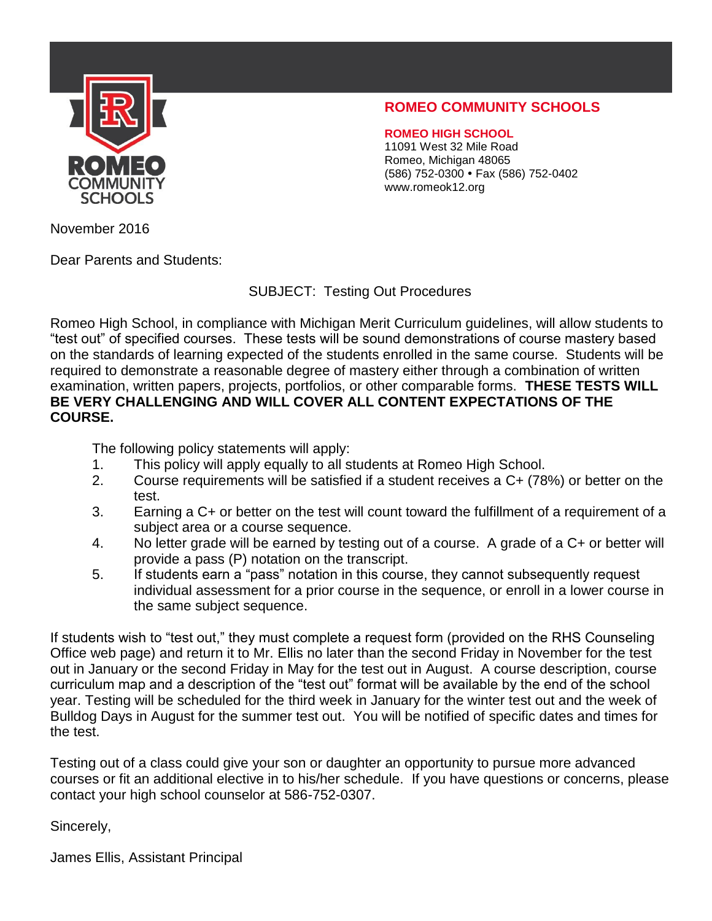**ROMEO COMMUNITY SCHOOLS**

**ROMEO HIGH SCHOOL**
11091 West 32 Mile Road
Romeo, Michigan 48065
(586) 752-0300 • Fax (586) 752-0402
www.romeok12.org

November 2016

Dear Parents and Students:

SUBJECT: Testing Out Procedures

Romeo High School, in compliance with Michigan Merit Curriculum guidelines, will allow students to "test out" of specified courses. These tests will be sound demonstrations of course mastery based on the standards of learning expected of the students enrolled in the same course. Students will be required to demonstrate a reasonable degree of mastery either through a combination of written examination, written papers, projects, portfolios, or other comparable forms. **THESE TESTS WILL BE VERY CHALLENGING AND WILL COVER ALL CONTENT EXPECTATIONS OF THE COURSE.**

The following policy statements will apply:

1. This policy will apply equally to all students at Romeo High School.
2. Course requirements will be satisfied if a student receives a C+ (78%) or better on the test.
3. Earning a C+ or better on the test will count toward the fulfillment of a requirement of a subject area or a course sequence.
4. No letter grade will be earned by testing out of a course. A grade of a C+ or better will provide a pass (P) notation on the transcript.
5. If students earn a "pass" notation in this course, they cannot subsequently request individual assessment for a prior course in the sequence, or enroll in a lower course in the same subject sequence.

If students wish to "test out," they must complete a request form (provided on the RHS Counseling Office web page) and return it to Mr. Ellis no later than the second Friday in November for the test out in January or the second Friday in May for the test out in August. A course description, course curriculum map and a description of the "test out" format will be available by the end of the school year. Testing will be scheduled for the third week in January for the winter test out and the week of Bulldog Days in August for the summer test out. You will be notified of specific dates and times for the test.

Testing out of a class could give your son or daughter an opportunity to pursue more advanced courses or fit an additional elective in to his/her schedule. If you have questions or concerns, please contact your high school counselor at 586-752-0307.

Sincerely,

James Ellis, Assistant Principal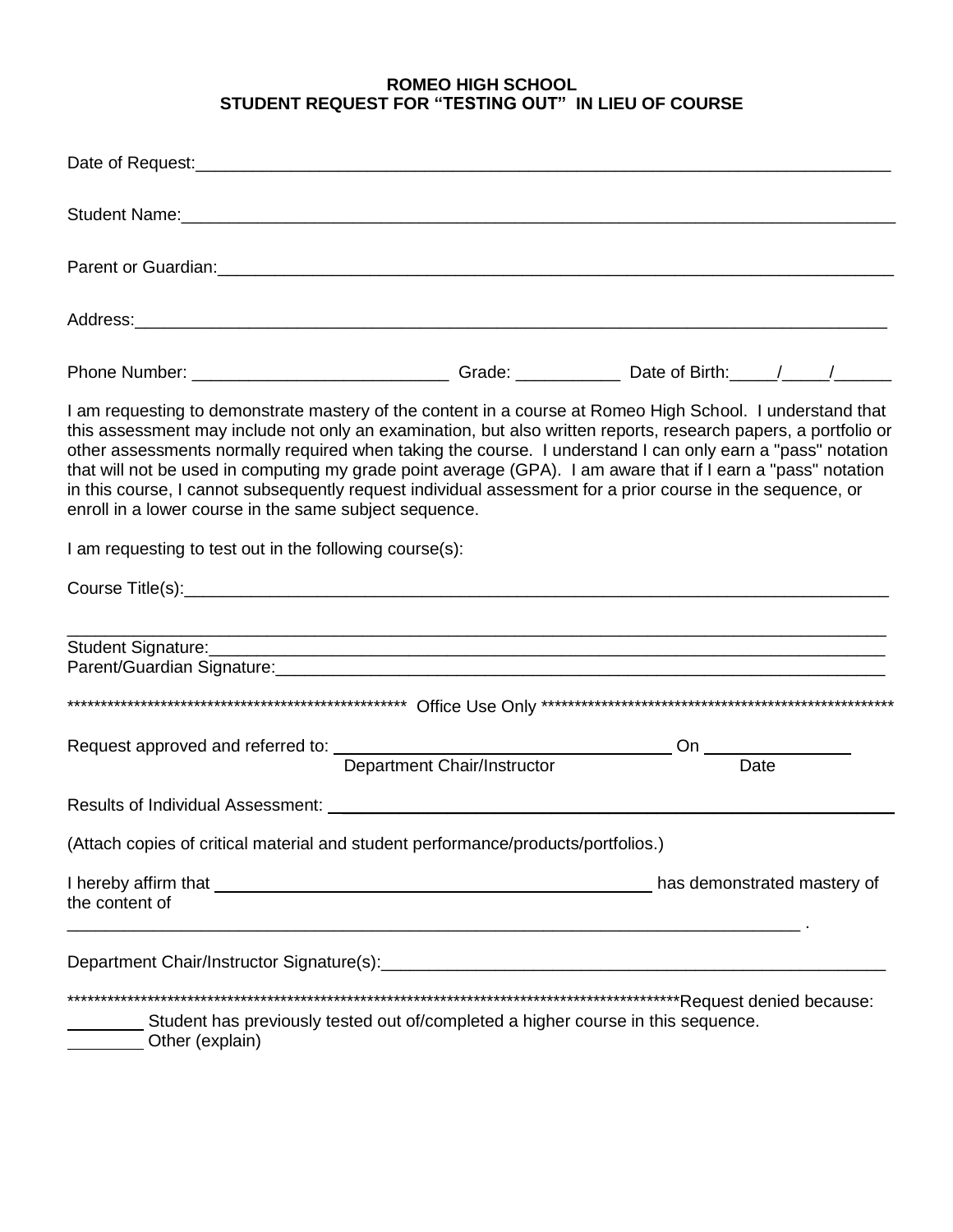**ROMEO HIGH SCHOOL**
**STUDENT REQUEST FOR "TESTING OUT" IN LIEU OF COURSE**

Date of Request:___________________________________________________________________________

Student Name:_____________________________________________________________________________

Parent or Guardian:_________________________________________________________________________

Address:__________________________________________________________________________________

Phone Number: ___________________________ Grade: ___________ Date of Birth:_____/_____/______

I am requesting to demonstrate mastery of the content in a course at Romeo High School. I understand that this assessment may include not only an examination, but also written reports, research papers, a portfolio or other assessments normally required when taking the course. I understand I can only earn a "pass" notation that will not be used in computing my grade point average (GPA). I am aware that if I earn a "pass" notation in this course, I cannot subsequently request individual assessment for a prior course in the sequence, or enroll in a lower course in the same subject sequence.

I am requesting to test out in the following course(s):

Course Title(s):____________________________________________________________________________

_________________________________________________________________________________________

Student Signature:__________________________________________________________________________

Parent/Guardian Signature:____________________________________________________________________

*************************************************** Office Use Only ****************************************************

Request approved and referred to: ___________________________________ On _______________

Department Chair/Instructor Date

Results of Individual Assessment: _____________________________________________________________

(Attach copies of critical material and student performance/products/portfolios.)

I hereby affirm that _______________________________________________ has demonstrated mastery of the content of

_______________________________________________________________________________ .

Department Chair/Instructor Signature(s):_________________________________________________________

*****************************************************************************************************Request denied because:

________ Student has previously tested out of/completed a higher course in this sequence.

________ Other (explain)